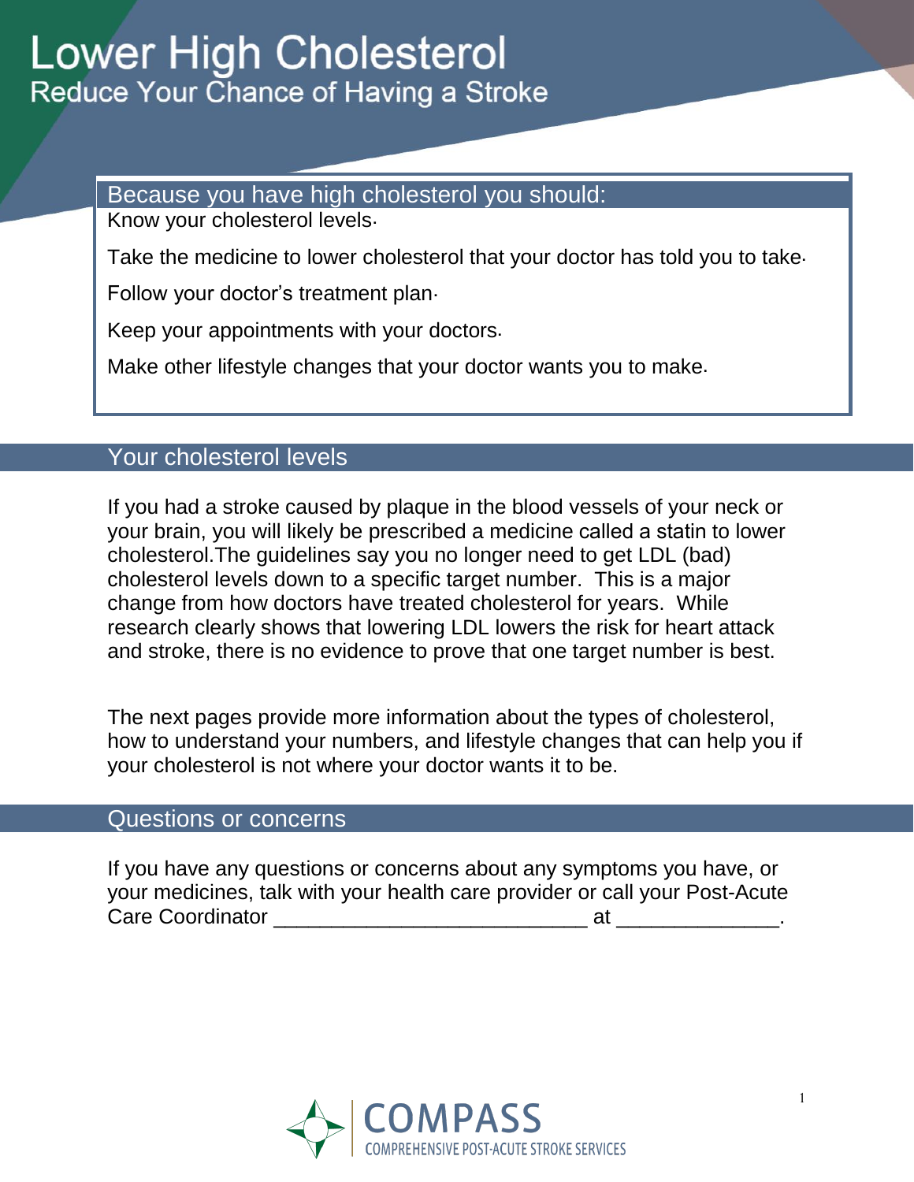# Lower High Cholesterol

## Reduce Your Chance of Having a Stroke

### Because you have high cholesterol you should:

Know your cholesterol levels.

Take the medicine to lower cholesterol that your doctor has told you to take.

Follow your doctor's treatment plan.

Keep your appointments with your doctors.

Make other lifestyle changes that your doctor wants you to make.

## Your cholesterol levels

If you had a stroke caused by plaque in the blood vessels of your neck or your brain, you will likely be prescribed a medicine called a statin to lower cholesterol.The guidelines say you no longer need to get LDL (bad) cholesterol levels down to a specific target number. This is a major change from how doctors have treated cholesterol for years. While research clearly shows that lowering LDL lowers the risk for heart attack and stroke, there is no evidence to prove that one target number is best.

The next pages provide more information about the types of cholesterol, how to understand your numbers, and lifestyle changes that can help you if your cholesterol is not where your doctor wants it to be.

## Questions or concerns

If you have any questions or concerns about any symptoms you have, or your medicines, talk with your health care provider or call your Post-Acute Care Coordinator ____________________________ at ______________.

COMPASS
COMPREHENSIVE POST-ACUTE STROKE SERVICES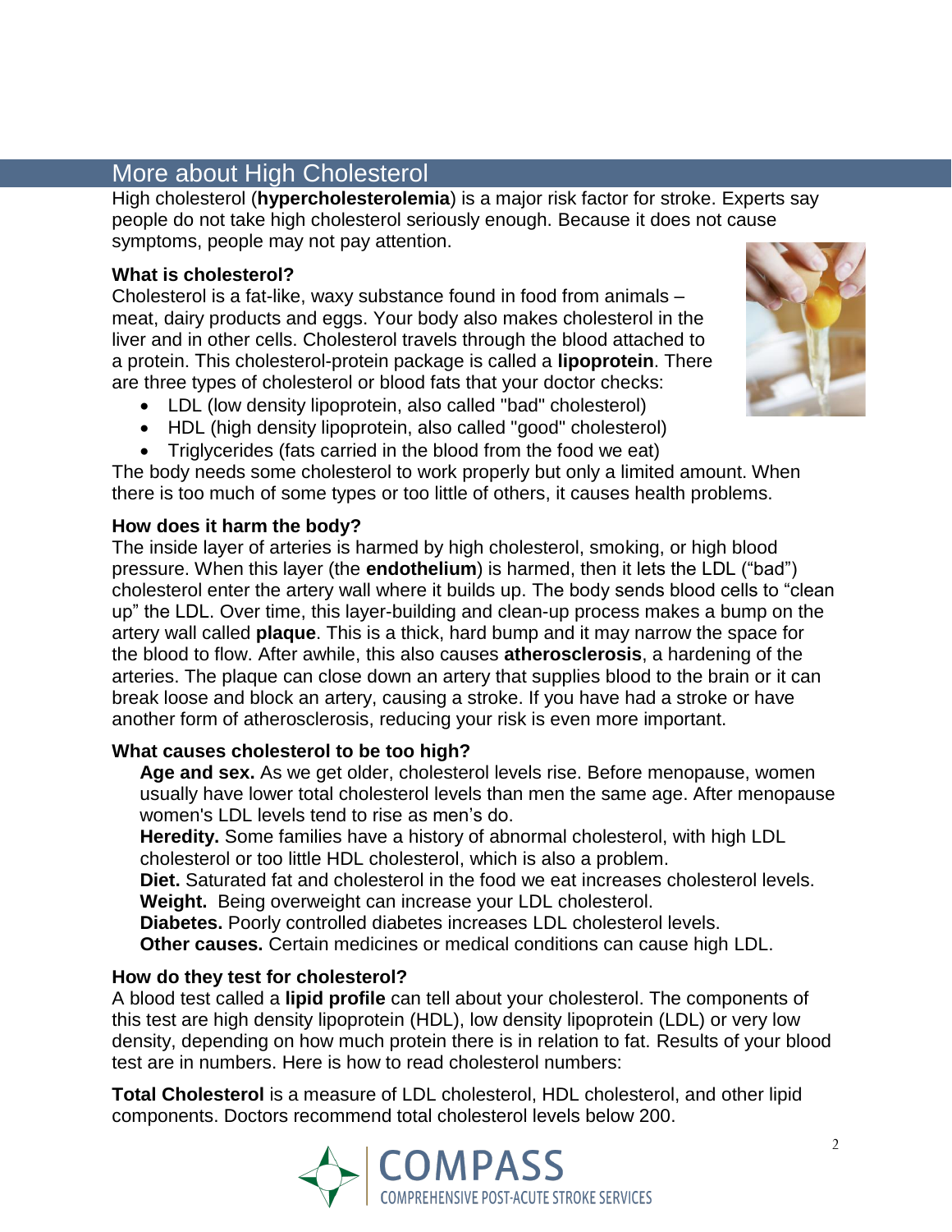## More about High Cholesterol

High cholesterol (**hypercholesterolemia**) is a major risk factor for stroke. Experts say people do not take high cholesterol seriously enough. Because it does not cause symptoms, people may not pay attention.

**What is cholesterol?**

Cholesterol is a fat-like, waxy substance found in food from animals – meat, dairy products and eggs. Your body also makes cholesterol in the liver and in other cells. Cholesterol travels through the blood attached to a protein. This cholesterol-protein package is called a **lipoprotein**. There are three types of cholesterol or blood fats that your doctor checks:

- LDL (low density lipoprotein, also called "bad" cholesterol)
- HDL (high density lipoprotein, also called "good" cholesterol)
- Triglycerides (fats carried in the blood from the food we eat)

The body needs some cholesterol to work properly but only a limited amount. When there is too much of some types or too little of others, it causes health problems.

**How does it harm the body?**

The inside layer of arteries is harmed by high cholesterol, smoking, or high blood pressure. When this layer (the **endothelium**) is harmed, then it lets the LDL ("bad") cholesterol enter the artery wall where it builds up. The body sends blood cells to "clean up" the LDL. Over time, this layer-building and clean-up process makes a bump on the artery wall called **plaque**. This is a thick, hard bump and it may narrow the space for the blood to flow. After awhile, this also causes **atherosclerosis**, a hardening of the arteries. The plaque can close down an artery that supplies blood to the brain or it can break loose and block an artery, causing a stroke. If you have had a stroke or have another form of atherosclerosis, reducing your risk is even more important.

**What causes cholesterol to be too high?**

**Age and sex.** As we get older, cholesterol levels rise. Before menopause, women usually have lower total cholesterol levels than men the same age. After menopause women's LDL levels tend to rise as men's do.
**Heredity.** Some families have a history of abnormal cholesterol, with high LDL cholesterol or too little HDL cholesterol, which is also a problem.
**Diet.** Saturated fat and cholesterol in the food we eat increases cholesterol levels.
**Weight.** Being overweight can increase your LDL cholesterol.
**Diabetes.** Poorly controlled diabetes increases LDL cholesterol levels.
**Other causes.** Certain medicines or medical conditions can cause high LDL.

**How do they test for cholesterol?**

A blood test called a **lipid profile** can tell about your cholesterol. The components of this test are high density lipoprotein (HDL), low density lipoprotein (LDL) or very low density, depending on how much protein there is in relation to fat. Results of your blood test are in numbers. Here is how to read cholesterol numbers:

**Total Cholesterol** is a measure of LDL cholesterol, HDL cholesterol, and other lipid components. Doctors recommend total cholesterol levels below 200.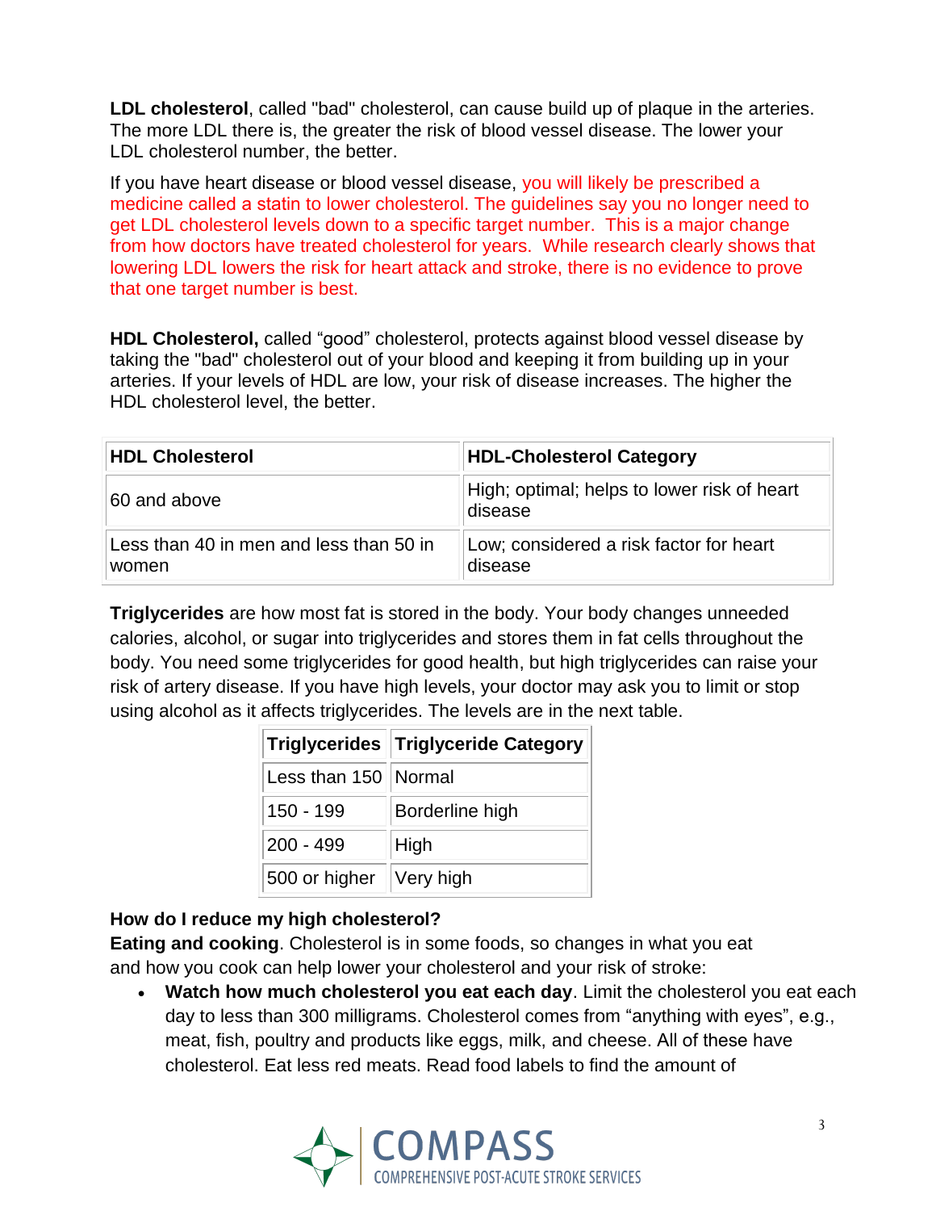**LDL cholesterol**, called "bad" cholesterol, can cause build up of plaque in the arteries. The more LDL there is, the greater the risk of blood vessel disease. The lower your LDL cholesterol number, the better.

If you have heart disease or blood vessel disease, you will likely be prescribed a medicine called a statin to lower cholesterol. The guidelines say you no longer need to get LDL cholesterol levels down to a specific target number. This is a major change from how doctors have treated cholesterol for years. While research clearly shows that lowering LDL lowers the risk for heart attack and stroke, there is no evidence to prove that one target number is best.

**HDL Cholesterol,** called "good" cholesterol, protects against blood vessel disease by taking the "bad" cholesterol out of your blood and keeping it from building up in your arteries. If your levels of HDL are low, your risk of disease increases. The higher the HDL cholesterol level, the better.

| HDL Cholesterol | HDL-Cholesterol Category |
|---|---|
| 60 and above | High; optimal; helps to lower risk of heart disease |
| Less than 40 in men and less than 50 in women | Low; considered a risk factor for heart disease |

**Triglycerides** are how most fat is stored in the body. Your body changes unneeded calories, alcohol, or sugar into triglycerides and stores them in fat cells throughout the body. You need some triglycerides for good health, but high triglycerides can raise your risk of artery disease. If you have high levels, your doctor may ask you to limit or stop using alcohol as it affects triglycerides. The levels are in the next table.

| Triglycerides | Triglyceride Category |
|---|---|
| Less than 150 | Normal |
| 150 - 199 | Borderline high |
| 200 - 499 | High |
| 500 or higher | Very high |

**How do I reduce my high cholesterol?**

**Eating and cooking**. Cholesterol is in some foods, so changes in what you eat and how you cook can help lower your cholesterol and your risk of stroke:

- **Watch how much cholesterol you eat each day**. Limit the cholesterol you eat each day to less than 300 milligrams. Cholesterol comes from "anything with eyes", e.g., meat, fish, poultry and products like eggs, milk, and cheese. All of these have cholesterol. Eat less red meats. Read food labels to find the amount of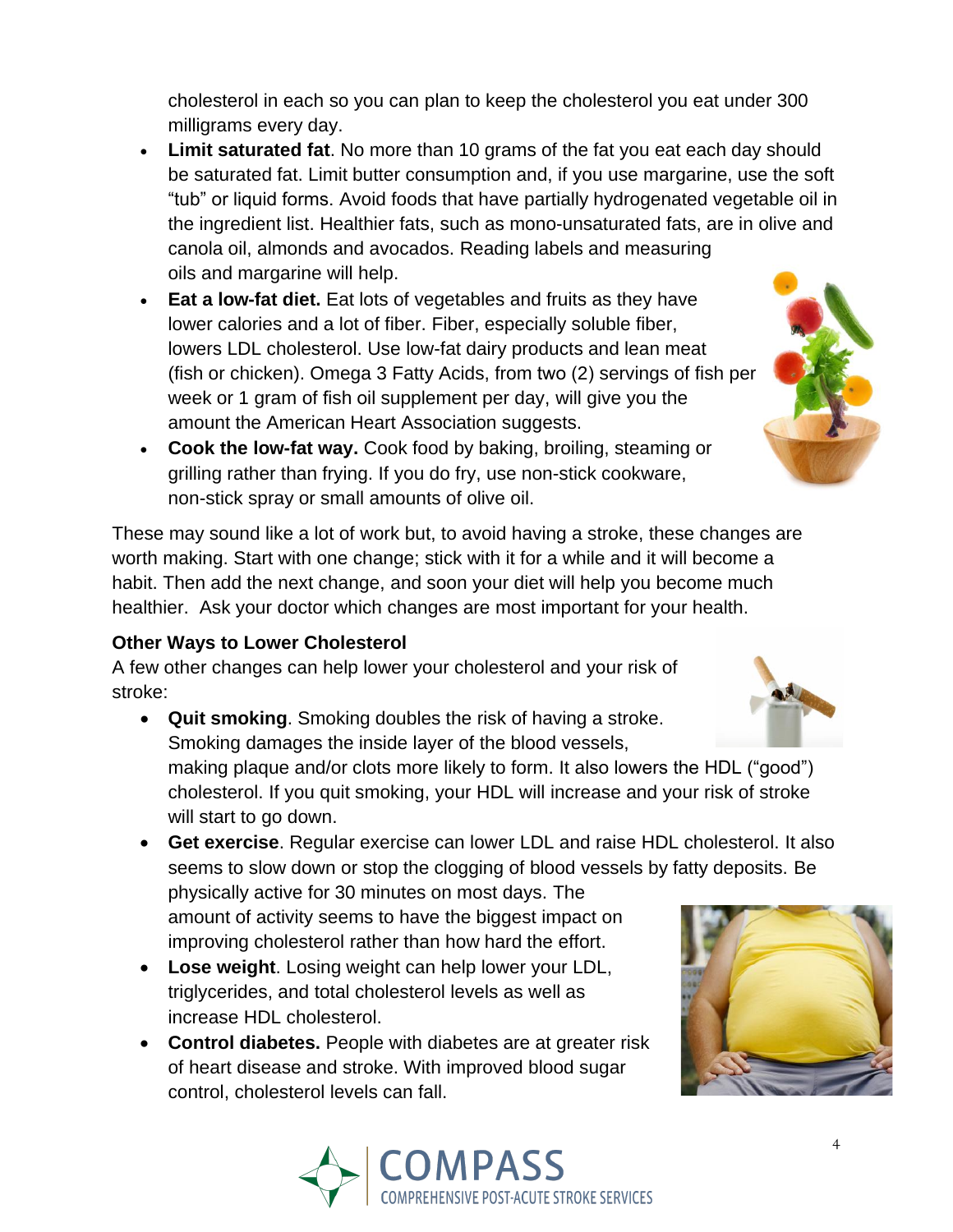cholesterol in each so you can plan to keep the cholesterol you eat under 300 milligrams every day.

- **Limit saturated fat**. No more than 10 grams of the fat you eat each day should be saturated fat. Limit butter consumption and, if you use margarine, use the soft "tub" or liquid forms. Avoid foods that have partially hydrogenated vegetable oil in the ingredient list. Healthier fats, such as mono-unsaturated fats, are in olive and canola oil, almonds and avocados. Reading labels and measuring oils and margarine will help.
- **Eat a low-fat diet.** Eat lots of vegetables and fruits as they have lower calories and a lot of fiber. Fiber, especially soluble fiber, lowers LDL cholesterol. Use low-fat dairy products and lean meat (fish or chicken). Omega 3 Fatty Acids, from two (2) servings of fish per week or 1 gram of fish oil supplement per day, will give you the amount the American Heart Association suggests.
- **Cook the low-fat way.** Cook food by baking, broiling, steaming or grilling rather than frying. If you do fry, use non-stick cookware, non-stick spray or small amounts of olive oil.

These may sound like a lot of work but, to avoid having a stroke, these changes are worth making. Start with one change; stick with it for a while and it will become a habit. Then add the next change, and soon your diet will help you become much healthier. Ask your doctor which changes are most important for your health.

### Other Ways to Lower Cholesterol

A few other changes can help lower your cholesterol and your risk of stroke:

- **Quit smoking**. Smoking doubles the risk of having a stroke. Smoking damages the inside layer of the blood vessels, making plaque and/or clots more likely to form. It also lowers the HDL ("good") cholesterol. If you quit smoking, your HDL will increase and your risk of stroke will start to go down.
- **Get exercise**. Regular exercise can lower LDL and raise HDL cholesterol. It also seems to slow down or stop the clogging of blood vessels by fatty deposits. Be physically active for 30 minutes on most days. The amount of activity seems to have the biggest impact on improving cholesterol rather than how hard the effort.
- **Lose weight**. Losing weight can help lower your LDL, triglycerides, and total cholesterol levels as well as increase HDL cholesterol.
- **Control diabetes.** People with diabetes are at greater risk of heart disease and stroke. With improved blood sugar control, cholesterol levels can fall.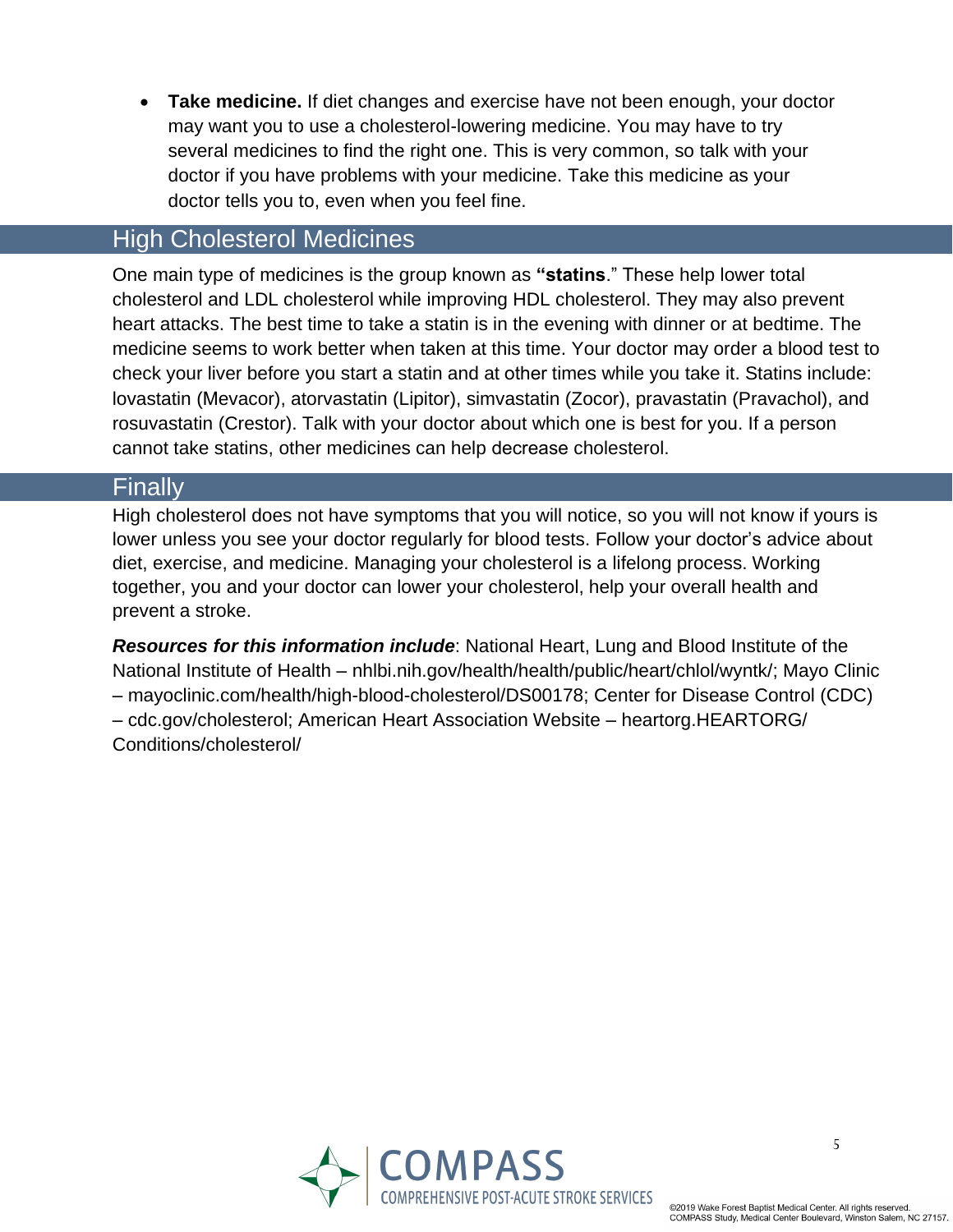- **Take medicine.** If diet changes and exercise have not been enough, your doctor may want you to use a cholesterol-lowering medicine. You may have to try several medicines to find the right one. This is very common, so talk with your doctor if you have problems with your medicine. Take this medicine as your doctor tells you to, even when you feel fine.

## High Cholesterol Medicines

One main type of medicines is the group known as **"statins**." These help lower total cholesterol and LDL cholesterol while improving HDL cholesterol. They may also prevent heart attacks. The best time to take a statin is in the evening with dinner or at bedtime. The medicine seems to work better when taken at this time. Your doctor may order a blood test to check your liver before you start a statin and at other times while you take it. Statins include: lovastatin (Mevacor), atorvastatin (Lipitor), simvastatin (Zocor), pravastatin (Pravachol), and rosuvastatin (Crestor). Talk with your doctor about which one is best for you. If a person cannot take statins, other medicines can help decrease cholesterol.

## Finally

High cholesterol does not have symptoms that you will notice, so you will not know if yours is lower unless you see your doctor regularly for blood tests. Follow your doctor's advice about diet, exercise, and medicine. Managing your cholesterol is a lifelong process. Working together, you and your doctor can lower your cholesterol, help your overall health and prevent a stroke.

***Resources for this information include***: National Heart, Lung and Blood Institute of the National Institute of Health – nhlbi.nih.gov/health/health/public/heart/chlol/wyntk/; Mayo Clinic – mayoclinic.com/health/high-blood-cholesterol/DS00178; Center for Disease Control (CDC) – cdc.gov/cholesterol; American Heart Association Website – heartorg.HEARTORG/ Conditions/cholesterol/

COMPASS
COMPREHENSIVE POST-ACUTE STROKE SERVICES

©2019 Wake Forest Baptist Medical Center. All rights reserved.
COMPASS Study, Medical Center Boulevard, Winston Salem, NC 27157.